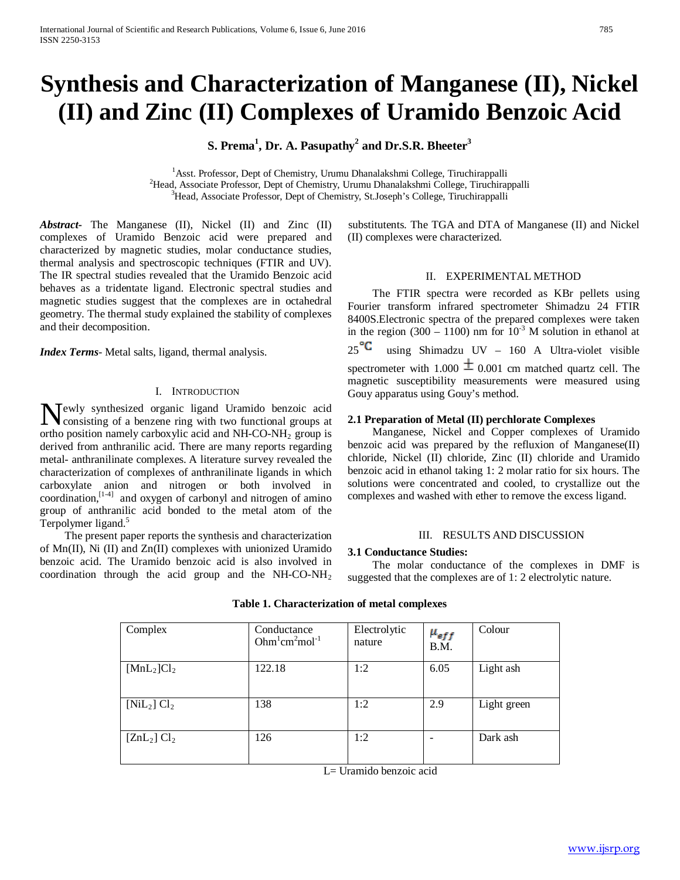# Synthesis and Characterization of Manganese (II), Nickel (II) and Zinc (II) Complexes of Uramido Benzoic Acid

**S. Prema[1], Dr. A. Pasupathy[2] and Dr.S.R. Bheeter[3]**

[1]Asst. Professor, Dept of Chemistry, Urumu Dhanalakshmi College, Tiruchirappalli
[2]Head, Associate Professor, Dept of Chemistry, Urumu Dhanalakshmi College, Tiruchirappalli
[3]Head, Associate Professor, Dept of Chemistry, St.Joseph's College, Tiruchirappalli

***Abstract***- The Manganese (II), Nickel (II) and Zinc (II) complexes of Uramido Benzoic acid were prepared and characterized by magnetic studies, molar conductance studies, thermal analysis and spectroscopic techniques (FTIR and UV). The IR spectral studies revealed that the Uramido Benzoic acid behaves as a tridentate ligand. Electronic spectral studies and magnetic studies suggest that the complexes are in octahedral geometry. The thermal study explained the stability of complexes and their decomposition.

***Index Terms***- Metal salts, ligand, thermal analysis.

## I. Introduction

Newly synthesized organic ligand Uramido benzoic acid consisting of a benzene ring with two functional groups at ortho position namely carboxylic acid and NH-CO-$NH_2$ group is derived from anthranilic acid. There are many reports regarding metal- anthranilinate complexes. A literature survey revealed the characterization of complexes of anthranilinate ligands in which carboxylate anion and nitrogen or both involved in coordination,[1-4] and oxygen of carbonyl and nitrogen of amino group of anthranilic acid bonded to the metal atom of the Terpolymer ligand.[5]

The present paper reports the synthesis and characterization of Mn(II), Ni (II) and Zn(II) complexes with unionized Uramido benzoic acid. The Uramido benzoic acid is also involved in coordination through the acid group and the NH-CO-$NH_2$ substitutents. The TGA and DTA of Manganese (II) and Nickel (II) complexes were characterized.

## II. Experimental Method

The FTIR spectra were recorded as KBr pellets using Fourier transform infrared spectrometer Shimadzu 24 FTIR 8400S.Electronic spectra of the prepared complexes were taken in the region (300 – 1100) nm for $10^{-3}$ M solution in ethanol at 25 °C using Shimadzu UV – 160 A Ultra-violet visible spectrometer with 1.000 ± 0.001 cm matched quartz cell. The magnetic susceptibility measurements were measured using Gouy apparatus using Gouy's method.

### 2.1 Preparation of Metal (II) perchlorate Complexes

Manganese, Nickel and Copper complexes of Uramido benzoic acid was prepared by the refluxion of Manganese(II) chloride, Nickel (II) chloride, Zinc (II) chloride and Uramido benzoic acid in ethanol taking 1: 2 molar ratio for six hours. The solutions were concentrated and cooled, to crystallize out the complexes and washed with ether to remove the excess ligand.

## III. Results and Discussion

### 3.1 Conductance Studies:

The molar conductance of the complexes in DMF is suggested that the complexes are of 1: 2 electrolytic nature.

**Table 1. Characterization of metal complexes**

| Complex | Conductance $Ohm^1cm^2mol^{-1}$ | Electrolytic nature | $\mu_{eff}$ B.M. | Colour |
|---|---|---|---|---|
| $[MnL_2]Cl_2$ | 122.18 | 1:2 | 6.05 | Light ash |
| $[NiL_2]\ Cl_2$ | 138 | 1:2 | 2.9 | Light green |
| $[ZnL_2]\ Cl_2$ | 126 | 1:2 | - | Dark ash |

L= Uramido benzoic acid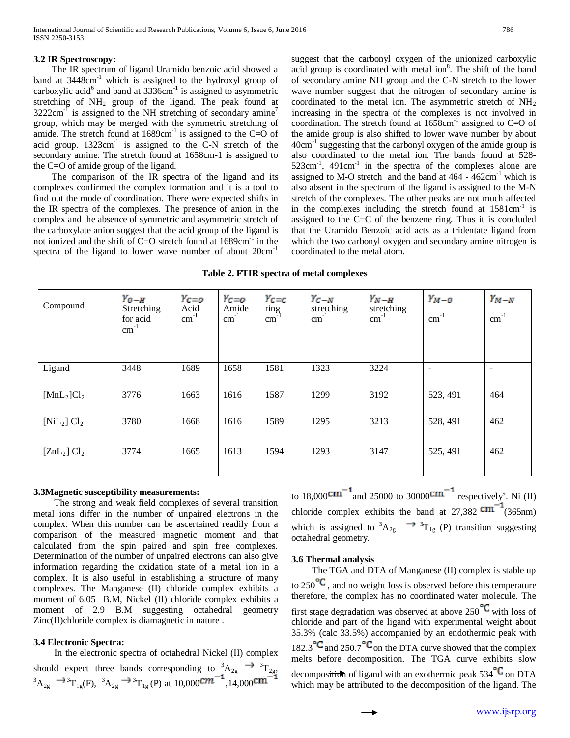### 3.2 IR Spectroscopy:

The IR spectrum of ligand Uramido benzoic acid showed a band at 3448cm$^{-1}$ which is assigned to the hydroxyl group of carboxylic acid[6] and band at 3336cm$^{-1}$ is assigned to asymmetric stretching of $NH_2$ group of the ligand. The peak found at 3222cm$^{-1}$ is assigned to the NH stretching of secondary amine[7] group, which may be merged with the symmetric stretching of amide. The stretch found at 1689cm$^{-1}$ is assigned to the C=O of acid group. 1323cm$^{-1}$ is assigned to the C-N stretch of the secondary amine. The stretch found at 1658cm-1 is assigned to the C=O of amide group of the ligand.

The comparison of the IR spectra of the ligand and its complexes confirmed the complex formation and it is a tool to find out the mode of coordination. There were expected shifts in the IR spectra of the complexes. The presence of anion in the complex and the absence of symmetric and asymmetric stretch of the carboxylate anion suggest that the acid group of the ligand is not ionized and the shift of C=O stretch found at 1689cm$^{-1}$ in the spectra of the ligand to lower wave number of about 20cm$^{-1}$ suggest that the carbonyl oxygen of the unionized carboxylic acid group is coordinated with metal ion[8]. The shift of the band of secondary amine NH group and the C-N stretch to the lower wave number suggest that the nitrogen of secondary amine is coordinated to the metal ion. The asymmetric stretch of $NH_2$ increasing in the spectra of the complexes is not involved in coordination. The stretch found at 1658cm$^{-1}$ assigned to C=O of the amide group is also shifted to lower wave number by about 40cm$^{-1}$ suggesting that the carbonyl oxygen of the amide group is also coordinated to the metal ion. The bands found at 528-523cm$^{-1}$, 491cm$^{-1}$ in the spectra of the complexes alone are assigned to M-O stretch and the band at 464 - 462cm$^{-1}$ which is also absent in the spectrum of the ligand is assigned to the M-N stretch of the complexes. The other peaks are not much affected in the complexes including the stretch found at 1581cm$^{-1}$ is assigned to the C=C of the benzene ring. Thus it is concluded that the Uramido Benzoic acid acts as a tridentate ligand from which the two carbonyl oxygen and secondary amine nitrogen is coordinated to the metal atom.

**Table 2. FTIR spectra of metal complexes**

| Compound | $\gamma_{O-H}$ Stretching for acid cm$^{-1}$ | $\gamma_{C=O}$ Acid cm$^{-1}$ | $\gamma_{C=O}$ Amide cm$^{-1}$ | $\gamma_{C=C}$ ring cm$^{-1}$ | $\gamma_{C-N}$ stretching cm$^{-1}$ | $\gamma_{N-H}$ stretching cm$^{-1}$ | $\gamma_{M-O}$ cm$^{-1}$ | $\gamma_{M-N}$ cm$^{-1}$ |
|---|---|---|---|---|---|---|---|---|
| Ligand | 3448 | 1689 | 1658 | 1581 | 1323 | 3224 | - | - |
| $[MnL_2]Cl_2$ | 3776 | 1663 | 1616 | 1587 | 1299 | 3192 | 523, 491 | 464 |
| $[NiL_2]Cl_2$ | 3780 | 1668 | 1616 | 1589 | 1295 | 3213 | 528, 491 | 462 |
| $[ZnL_2]Cl_2$ | 3774 | 1665 | 1613 | 1594 | 1293 | 3147 | 525, 491 | 462 |

### 3.3 Magnetic susceptibility measurements:

The strong and weak field complexes of several transition metal ions differ in the number of unpaired electrons in the complex. When this number can be ascertained readily from a comparison of the measured magnetic moment and that calculated from the spin paired and spin free complexes. Determination of the number of unpaired electrons can also give information regarding the oxidation state of a metal ion in a complex. It is also useful in establishing a structure of many complexes. The Manganese (II) chloride complex exhibits a moment of 6.05 B.M, Nickel (II) chloride complex exhibits a moment of 2.9 B.M suggesting octahedral geometry Zinc(II)chloride complex is diamagnetic in nature .

### 3.4 Electronic Spectra:

In the electronic spectra of octahedral Nickel (II) complex should expect three bands corresponding to $^3A_{2g} \rightarrow {}^3T_{2g}$, $^3A_{2g} \rightarrow {}^3T_{1g}$(F), $^3A_{2g} \rightarrow {}^3T_{1g}$ (P) at 10,000$cm^{-1}$,14,000$cm^{-1}$ to 18,000$cm^{-1}$ and 25000 to 30000$cm^{-1}$ respectively[9]. Ni (II) chloride complex exhibits the band at 27,382 $cm^{-1}$(365nm) which is assigned to $^3A_{2g} \rightarrow {}^3T_{1g}$ (P) transition suggesting octahedral geometry.

### 3.6 Thermal analysis

The TGA and DTA of Manganese (II) complex is stable up to 250°C, and no weight loss is observed before this temperature therefore, the complex has no coordinated water molecule. The first stage degradation was observed at above 250°C with loss of chloride and part of the ligand with experimental weight about 35.3% (calc 33.5%) accompanied by an endothermic peak with 182.3°C and 250.7°C on the DTA curve showed that the complex melts before decomposition. The TGA curve exhibits slow decomposition of ligand with an exothermic peak 534°C on DTA which may be attributed to the decomposition of the ligand. The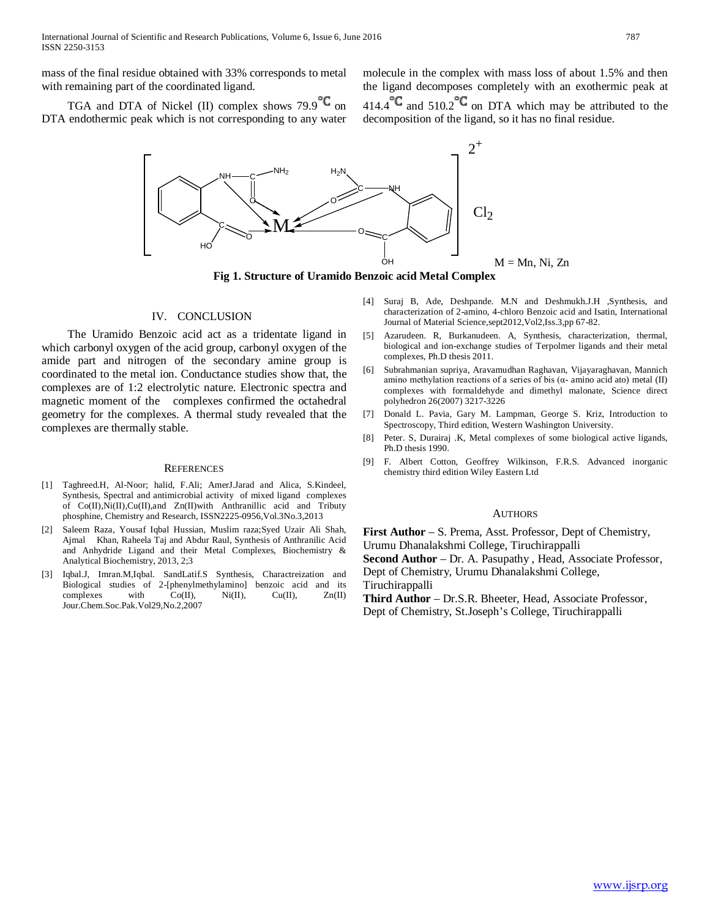mass of the final residue obtained with 33% corresponds to metal with remaining part of the coordinated ligand.

TGA and DTA of Nickel (II) complex shows 79.9 ℃ on DTA endothermic peak which is not corresponding to any water molecule in the complex with mass loss of about 1.5% and then the ligand decomposes completely with an exothermic peak at 414.4 ℃ and 510.2 ℃ on DTA which may be attributed to the decomposition of the ligand, so it has no final residue.

NH
C
NH2
O
C
O
HO
H2N
C
NH
O
M
O
C
OH
2+
Cl2
M = Mn, Ni, Zn

**Fig 1. Structure of Uramido Benzoic acid Metal Complex**

## IV. CONCLUSION

The Uramido Benzoic acid act as a tridentate ligand in which carbonyl oxygen of the acid group, carbonyl oxygen of the amide part and nitrogen of the secondary amine group is coordinated to the metal ion. Conductance studies show that, the complexes are of 1:2 electrolytic nature. Electronic spectra and magnetic moment of the complexes confirmed the octahedral geometry for the complexes. A thermal study revealed that the complexes are thermally stable.

## REFERENCES

[1] Taghreed.H, Al-Noor; halid, F.Ali; AmerJ.Jarad and Alica, S.Kindeel, Synthesis, Spectral and antimicrobial activity of mixed ligand complexes of Co(II),Ni(II),Cu(II),and Zn(II)with Anthranillic acid and Tributy phosphine, Chemistry and Research, ISSN2225-0956,Vol.3No.3,2013

[2] Saleem Raza, Yousaf Iqbal Hussian, Muslim raza;Syed Uzair Ali Shah, Ajmal Khan, Raheela Taj and Abdur Raul, Synthesis of Anthranilic Acid and Anhydride Ligand and their Metal Complexes, Biochemistry & Analytical Biochemistry, 2013, 2;3

[3] Iqbal.J, Imran.M,Iqbal. SandLatif.S Synthesis, Charactreization and Biological studies of 2-[phenylmethylamino] benzoic acid and its complexes with Co(II), Ni(II), Cu(II), Zn(II) Jour.Chem.Soc.Pak.Vol29,No.2,2007

[4] Suraj B, Ade, Deshpande. M.N and Deshmukh.J.H ,Synthesis, and characterization of 2-amino, 4-chloro Benzoic acid and Isatin, International Journal of Material Science,sept2012,Vol2,Iss.3,pp 67-82.

[5] Azarudeen. R, Burkanudeen. A, Synthesis, characterization, thermal, biological and ion-exchange studies of Terpolmer ligands and their metal complexes, Ph.D thesis 2011.

[6] Subrahmanian supriya, Aravamudhan Raghavan, Vijayaraghavan, Mannich amino methylation reactions of a series of bis (α- amino acid ato) metal (II) complexes with formaldehyde and dimethyl malonate, Science direct polyhedron 26(2007) 3217-3226

[7] Donald L. Pavia, Gary M. Lampman, George S. Kriz, Introduction to Spectroscopy, Third edition, Western Washington University.

[8] Peter. S, Durairaj .K, Metal complexes of some biological active ligands, Ph.D thesis 1990.

[9] F. Albert Cotton, Geoffrey Wilkinson, F.R.S. Advanced inorganic chemistry third edition Wiley Eastern Ltd

## AUTHORS

**First Author** – S. Prema, Asst. Professor, Dept of Chemistry, Urumu Dhanalakshmi College, Tiruchirappalli

**Second Author** – Dr. A. Pasupathy , Head, Associate Professor, Dept of Chemistry, Urumu Dhanalakshmi College, Tiruchirappalli

**Third Author** – Dr.S.R. Bheeter, Head, Associate Professor, Dept of Chemistry, St.Joseph's College, Tiruchirappalli